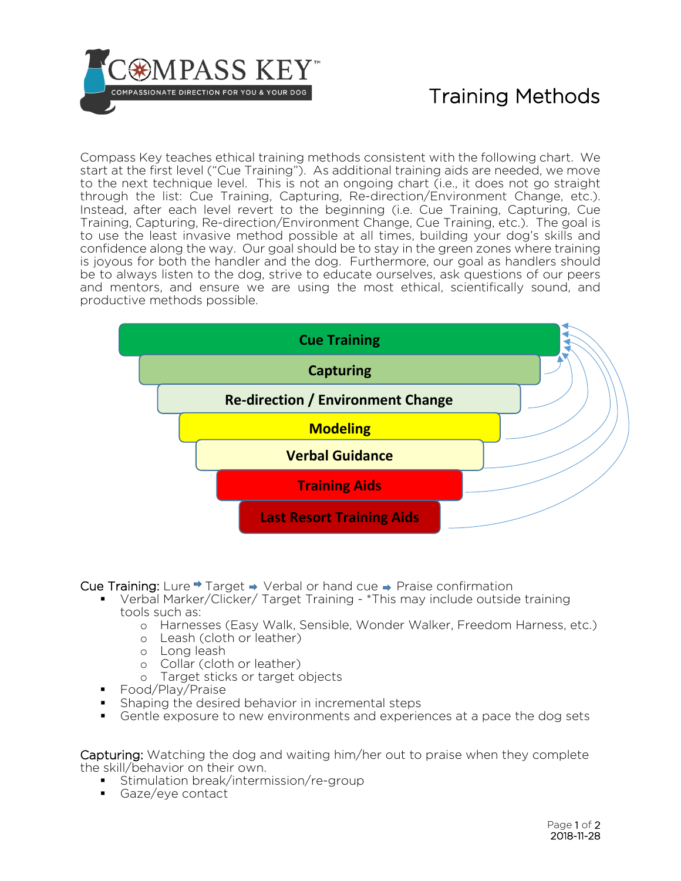COMPASS KEY™
COMPASSIONATE DIRECTION FOR YOU & YOUR DOG

# Training Methods

Compass Key teaches ethical training methods consistent with the following chart. We start at the first level ("Cue Training"). As additional training aids are needed, we move to the next technique level. This is not an ongoing chart (i.e., it does not go straight through the list: Cue Training, Capturing, Re-direction/Environment Change, etc.). Instead, after each level revert to the beginning (i.e. Cue Training, Capturing, Cue Training, Capturing, Re-direction/Environment Change, Cue Training, etc.). The goal is to use the least invasive method possible at all times, building your dog's skills and confidence along the way. Our goal should be to stay in the green zones where training is joyous for both the handler and the dog. Furthermore, our goal as handlers should be to always listen to the dog, strive to educate ourselves, ask questions of our peers and mentors, and ensure we are using the most ethical, scientifically sound, and productive methods possible.

- **Cue Training**
- **Capturing**
- **Re-direction / Environment Change**
- **Modeling**
- **Verbal Guidance**
- **Training Aids**
- **Last Resort Training Aids**

Cue Training: Lure ➡ Target ➡ Verbal or hand cue ➡ Praise confirmation

- Verbal Marker/Clicker/ Target Training - *This may include outside training tools such as:
  - Harnesses (Easy Walk, Sensible, Wonder Walker, Freedom Harness, etc.)
  - Leash (cloth or leather)
  - Long leash
  - Collar (cloth or leather)
  - Target sticks or target objects
- Food/Play/Praise
- Shaping the desired behavior in incremental steps
- Gentle exposure to new environments and experiences at a pace the dog sets

Capturing: Watching the dog and waiting him/her out to praise when they complete the skill/behavior on their own.

- Stimulation break/intermission/re-group
- Gaze/eye contact

2018-11-28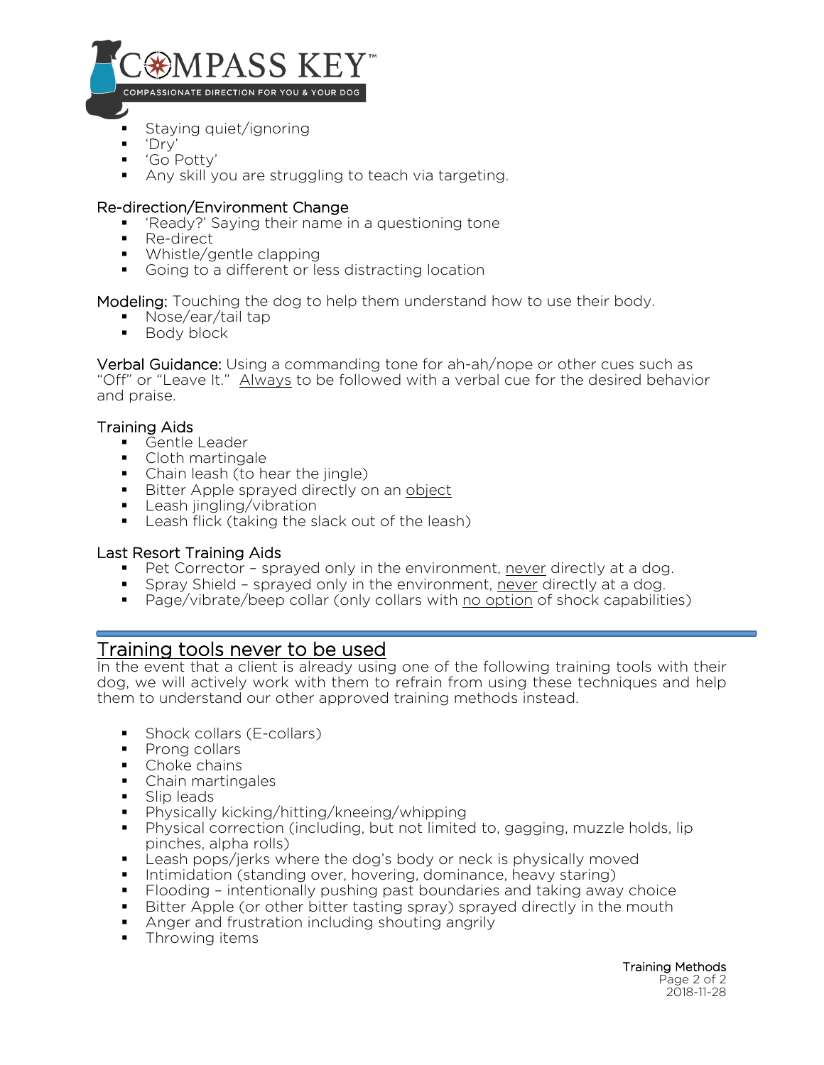- Staying quiet/ignoring
- 'Dry'
- 'Go Potty'
- Any skill you are struggling to teach via targeting.

### Re-direction/Environment Change

- 'Ready?' Saying their name in a questioning tone
- Re-direct
- Whistle/gentle clapping
- Going to a different or less distracting location

**Modeling:** Touching the dog to help them understand how to use their body.

- Nose/ear/tail tap
- Body block

**Verbal Guidance:** Using a commanding tone for ah-ah/nope or other cues such as "Off" or "Leave It." <u>Always</u> to be followed with a verbal cue for the desired behavior and praise.

### Training Aids

- Gentle Leader
- Cloth martingale
- Chain leash (to hear the jingle)
- Bitter Apple sprayed directly on an <u>object</u>
- Leash jingling/vibration
- Leash flick (taking the slack out of the leash)

### Last Resort Training Aids

- Pet Corrector – sprayed only in the environment, <u>never</u> directly at a dog.
- Spray Shield – sprayed only in the environment, <u>never</u> directly at a dog.
- Page/vibrate/beep collar (only collars with <u>no option</u> of shock capabilities)

---

## <u>Training tools never to be used</u>

In the event that a client is already using one of the following training tools with their dog, we will actively work with them to refrain from using these techniques and help them to understand our other approved training methods instead.

- Shock collars (E-collars)
- Prong collars
- Choke chains
- Chain martingales
- Slip leads
- Physically kicking/hitting/kneeing/whipping
- Physical correction (including, but not limited to, gagging, muzzle holds, lip pinches, alpha rolls)
- Leash pops/jerks where the dog's body or neck is physically moved
- Intimidation (standing over, hovering, dominance, heavy staring)
- Flooding – intentionally pushing past boundaries and taking away choice
- Bitter Apple (or other bitter tasting spray) sprayed directly in the mouth
- Anger and frustration including shouting angrily
- Throwing items